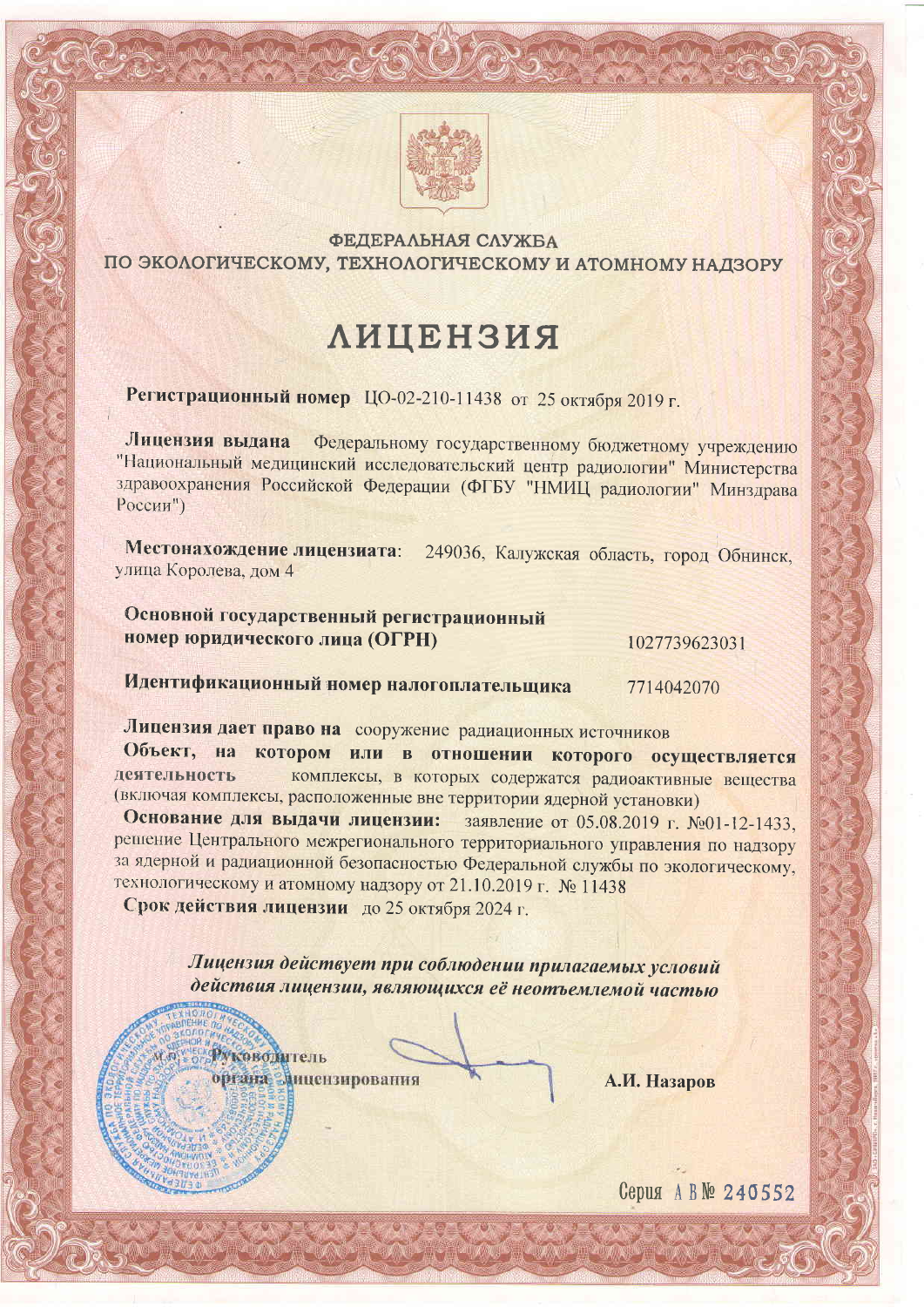ФЕДЕРАЛЬНАЯ СЛУЖБА
ПО ЭКОЛОГИЧЕСКОМУ, ТЕХНОЛОГИЧЕСКОМУ И АТОМНОМУ НАДЗОРУ

# ЛИЦЕНЗИЯ

**Регистрационный номер** ЦО-02-210-11438 от 25 октября 2019 г.

**Лицензия выдана** Федеральному государственному бюджетному учреждению "Национальный медицинский исследовательский центр радиологии" Министерства здравоохранения Российской Федерации (ФГБУ "НМИЦ радиологии" Минздрава России")

**Местонахождение лицензиата**: 249036, Калужская область, город Обнинск, улица Королева, дом 4

**Основной государственный регистрационный номер юридического лица (ОГРН)** 1027739623031

**Идентификационный номер налогоплательщика** 7714042070

**Лицензия дает право на** сооружение радиационных источников

**Объект, на котором или в отношении которого осуществляется деятельность** комплексы, в которых содержатся радиоактивные вещества (включая комплексы, расположенные вне территории ядерной установки)

**Основание для выдачи лицензии:** заявление от 05.08.2019 г. №01-12-1433, решение Центрального межрегионального территориального управления по надзору за ядерной и радиационной безопасностью Федеральной службы по экологическому, технологическому и атомному надзору от 21.10.2019 г. № 11438

**Срок действия лицензии** до 25 октября 2024 г.

***Лицензия действует при соблюдении прилагаемых условий действия лицензии, являющихся её неотъемлемой частью***

и.о. Руководитель органа лицензирования — А.И. Назаров

Серия АВ № 240552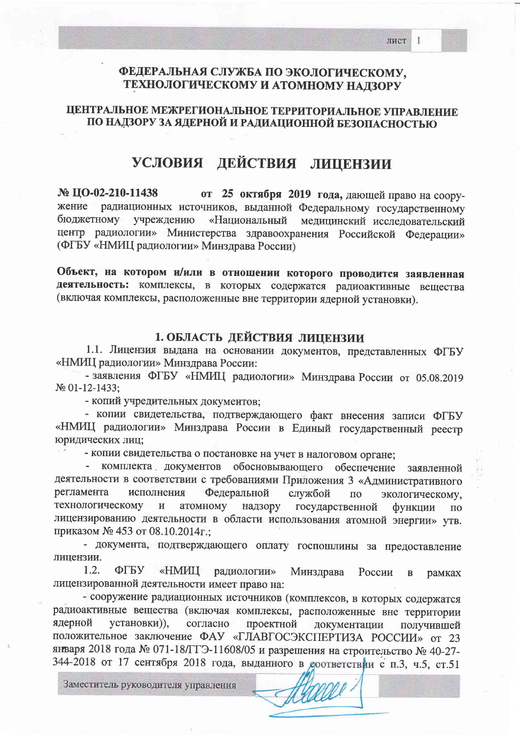# ФЕДЕРАЛЬНАЯ СЛУЖБА ПО ЭКОЛОГИЧЕСКОМУ, ТЕХНОЛОГИЧЕСКОМУ И АТОМНОМУ НАДЗОРУ

## ЦЕНТРАЛЬНОЕ МЕЖРЕГИОНАЛЬНОЕ ТЕРРИТОРИАЛЬНОЕ УПРАВЛЕНИЕ ПО НАДЗОРУ ЗА ЯДЕРНОЙ И РАДИАЦИОННОЙ БЕЗОПАСНОСТЬЮ

# УСЛОВИЯ ДЕЙСТВИЯ ЛИЦЕНЗИИ

**№ ЦО-02-210-11438 от 25 октября 2019 года,** дающей право на сооружение радиационных источников, выданной Федеральному государственному бюджетному учреждению «Национальный медицинский исследовательский центр радиологии» Министерства здравоохранения Российской Федерации» (ФГБУ «НМИЦ радиологии» Минздрава России)

**Объект, на котором и/или в отношении которого проводится заявленная деятельность:** комплексы, в которых содержатся радиоактивные вещества (включая комплексы, расположенные вне территории ядерной установки).

## 1. ОБЛАСТЬ ДЕЙСТВИЯ ЛИЦЕНЗИИ

1.1. Лицензия выдана на основании документов, представленных ФГБУ «НМИЦ радиологии» Минздрава России:

- заявления ФГБУ «НМИЦ радиологии» Минздрава России от 05.08.2019 № 01-12-1433;
- копий учредительных документов;
- копии свидетельства, подтверждающего факт внесения записи ФГБУ «НМИЦ радиологии» Минздрава России в Единый государственный реестр юридических лиц;
- копии свидетельства о постановке на учет в налоговом органе;
- комплекта документов обосновывающего обеспечение заявленной деятельности в соответствии с требованиями Приложения 3 «Административного регламента исполнения Федеральной службой по экологическому, технологическому и атомному надзору государственной функции по лицензированию деятельности в области использования атомной энергии» утв. приказом № 453 от 08.10.2014г.;
- документа, подтверждающего оплату госпошлины за предоставление лицензии.

1.2. ФГБУ «НМИЦ радиологии» Минздрава России в рамках лицензированной деятельности имеет право на:

- сооружение радиационных источников (комплексов, в которых содержатся радиоактивные вещества (включая комплексы, расположенные вне территории ядерной установки)), согласно проектной документации получившей положительное заключение ФАУ «ГЛАВГОСЭКСПЕРТИЗА РОССИИ» от 23 января 2018 года № 071-18/ГГЭ-11608/05 и разрешения на строительство № 40-27-344-2018 от 17 сентября 2018 года, выданного в соответствии с п.3, ч.5, ст.51

Заместитель руководителя управления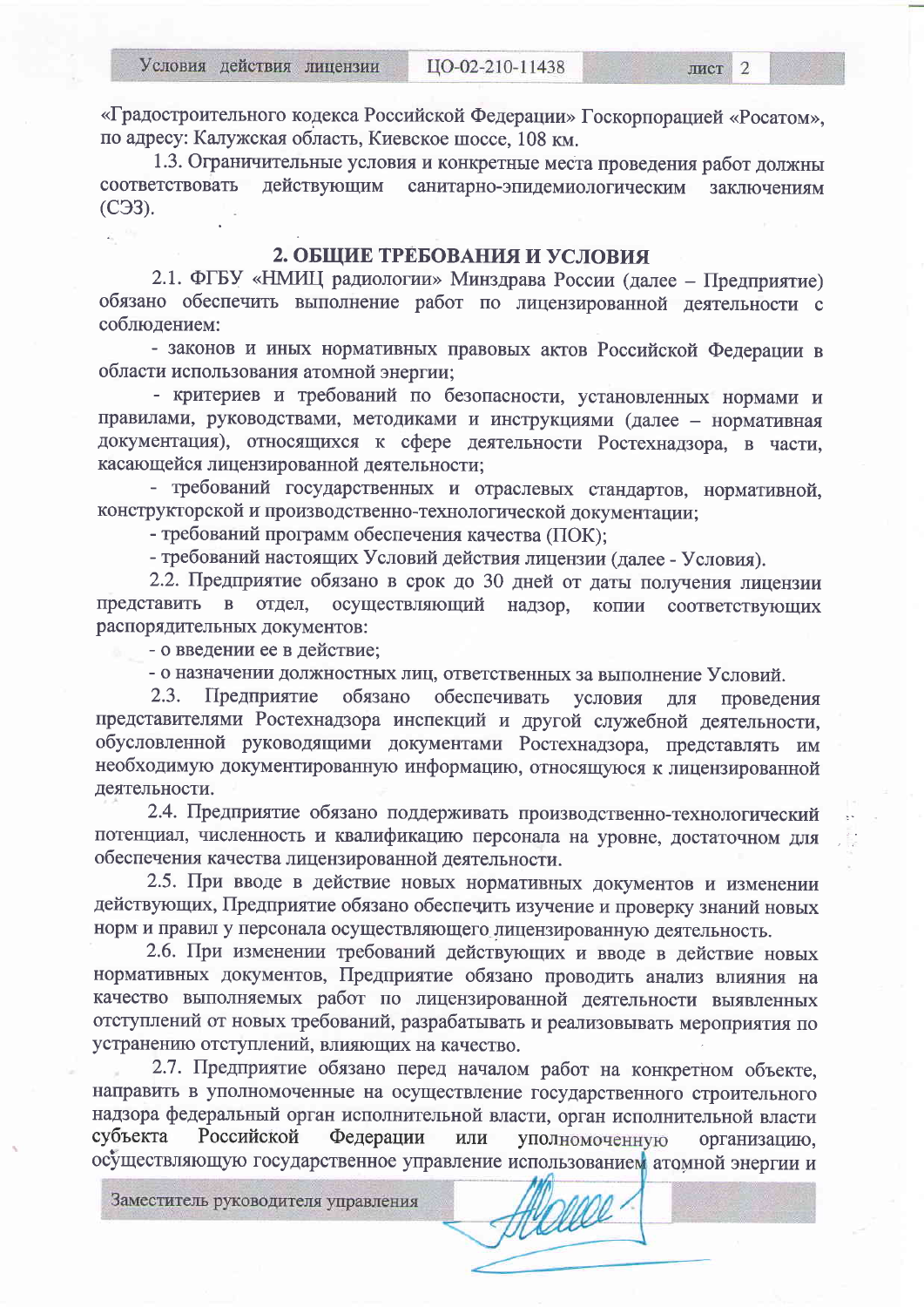«Градостроительного кодекса Российской Федерации» Госкорпорацией «Росатом», по адресу: Калужская область, Киевское шоссе, 108 км.

1.3. Ограничительные условия и конкретные места проведения работ должны соответствовать действующим санитарно-эпидемиологическим заключениям (СЭЗ).

## 2. ОБЩИЕ ТРЕБОВАНИЯ И УСЛОВИЯ

2.1. ФГБУ «НМИЦ радиологии» Минздрава России (далее – Предприятие) обязано обеспечить выполнение работ по лицензированной деятельности с соблюдением:

- законов и иных нормативных правовых актов Российской Федерации в области использования атомной энергии;
- критериев и требований по безопасности, установленных нормами и правилами, руководствами, методиками и инструкциями (далее – нормативная документация), относящихся к сфере деятельности Ростехнадзора, в части, касающейся лицензированной деятельности;
- требований государственных и отраслевых стандартов, нормативной, конструкторской и производственно-технологической документации;
- требований программ обеспечения качества (ПОК);
- требований настоящих Условий действия лицензии (далее - Условия).

2.2. Предприятие обязано в срок до 30 дней от даты получения лицензии представить в отдел, осуществляющий надзор, копии соответствующих распорядительных документов:

- о введении ее в действие;
- о назначении должностных лиц, ответственных за выполнение Условий.

2.3. Предприятие обязано обеспечивать условия для проведения представителями Ростехнадзора инспекций и другой служебной деятельности, обусловленной руководящими документами Ростехнадзора, представлять им необходимую документированную информацию, относящуюся к лицензированной деятельности.

2.4. Предприятие обязано поддерживать производственно-технологический потенциал, численность и квалификацию персонала на уровне, достаточном для обеспечения качества лицензированной деятельности.

2.5. При вводе в действие новых нормативных документов и изменении действующих, Предприятие обязано обеспечить изучение и проверку знаний новых норм и правил у персонала осуществляющего лицензированную деятельность.

2.6. При изменении требований действующих и вводе в действие новых нормативных документов, Предприятие обязано проводить анализ влияния на качество выполняемых работ по лицензированной деятельности выявленных отступлений от новых требований, разрабатывать и реализовывать мероприятия по устранению отступлений, влияющих на качество.

2.7. Предприятие обязано перед началом работ на конкретном объекте, направить в уполномоченные на осуществление государственного строительного надзора федеральный орган исполнительной власти, орган исполнительной власти субъекта Российской Федерации или уполномоченную организацию, осуществляющую государственное управление использованием атомной энергии и

Заместитель руководителя управления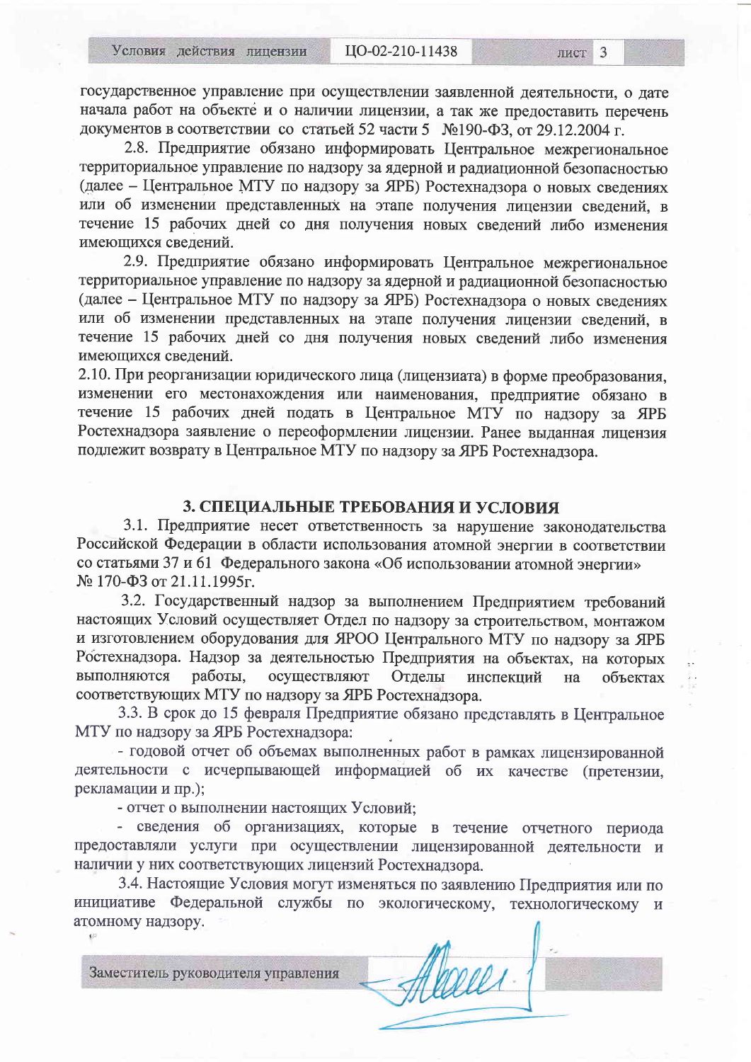государственное управление при осуществлении заявленной деятельности, о дате начала работ на объекте и о наличии лицензии, а так же предоставить перечень документов в соответствии со статьей 52 части 5 №190-ФЗ, от 29.12.2004 г.

2.8. Предприятие обязано информировать Центральное межрегиональное территориальное управление по надзору за ядерной и радиационной безопасностью (далее – Центральное МТУ по надзору за ЯРБ) Ростехнадзора о новых сведениях или об изменении представленных на этапе получения лицензии сведений, в течение 15 рабочих дней со дня получения новых сведений либо изменения имеющихся сведений.

2.9. Предприятие обязано информировать Центральное межрегиональное территориальное управление по надзору за ядерной и радиационной безопасностью (далее – Центральное МТУ по надзору за ЯРБ) Ростехнадзора о новых сведениях или об изменении представленных на этапе получения лицензии сведений, в течение 15 рабочих дней со дня получения новых сведений либо изменения имеющихся сведений.

2.10. При реорганизации юридического лица (лицензиата) в форме преобразования, изменении его местонахождения или наименования, предприятие обязано в течение 15 рабочих дней подать в Центральное МТУ по надзору за ЯРБ Ростехнадзора заявление о переоформлении лицензии. Ранее выданная лицензия подлежит возврату в Центральное МТУ по надзору за ЯРБ Ростехнадзора.

## 3. СПЕЦИАЛЬНЫЕ ТРЕБОВАНИЯ И УСЛОВИЯ

3.1. Предприятие несет ответственность за нарушение законодательства Российской Федерации в области использования атомной энергии в соответствии со статьями 37 и 61 Федерального закона «Об использовании атомной энергии» № 170-ФЗ от 21.11.1995г.

3.2. Государственный надзор за выполнением Предприятием требований настоящих Условий осуществляет Отдел по надзору за строительством, монтажом и изготовлением оборудования для ЯРОО Центрального МТУ по надзору за ЯРБ Ростехнадзора. Надзор за деятельностью Предприятия на объектах, на которых выполняются работы, осуществляют Отделы инспекций на объектах соответствующих МТУ по надзору за ЯРБ Ростехнадзора.

3.3. В срок до 15 февраля Предприятие обязано представлять в Центральное МТУ по надзору за ЯРБ Ростехнадзора:

- годовой отчет об объемах выполненных работ в рамках лицензированной деятельности с исчерпывающей информацией об их качестве (претензии, рекламации и пр.);
- отчет о выполнении настоящих Условий;
- сведения об организациях, которые в течение отчетного периода предоставляли услуги при осуществлении лицензированной деятельности и наличии у них соответствующих лицензий Ростехнадзора.

3.4. Настоящие Условия могут изменяться по заявлению Предприятия или по инициативе Федеральной службы по экологическому, технологическому и атомному надзору.

Заместитель руководителя управления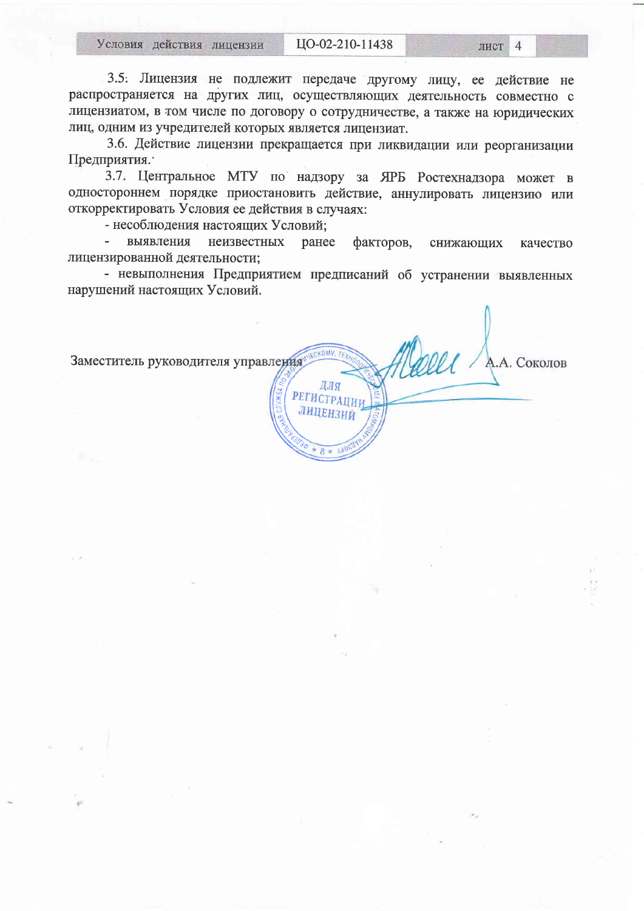3.5: Лицензия не подлежит передаче другому лицу, ее действие не распространяется на других лиц, осуществляющих деятельность совместно с лицензиатом, в том числе по договору о сотрудничестве, а также на юридических лиц, одним из учредителей которых является лицензиат.

3.6. Действие лицензии прекращается при ликвидации или реорганизации Предприятия.

3.7. Центральное МТУ по надзору за ЯРБ Ростехнадзора может в одностороннем порядке приостановить действие, аннулировать лицензию или откорректировать Условия ее действия в случаях:

- несоблюдения настоящих Условий;
- выявления неизвестных ранее факторов, снижающих качество лицензированной деятельности;
- невыполнения Предприятием предписаний об устранении выявленных нарушений настоящих Условий.

Заместитель руководителя управления А.А. Соколов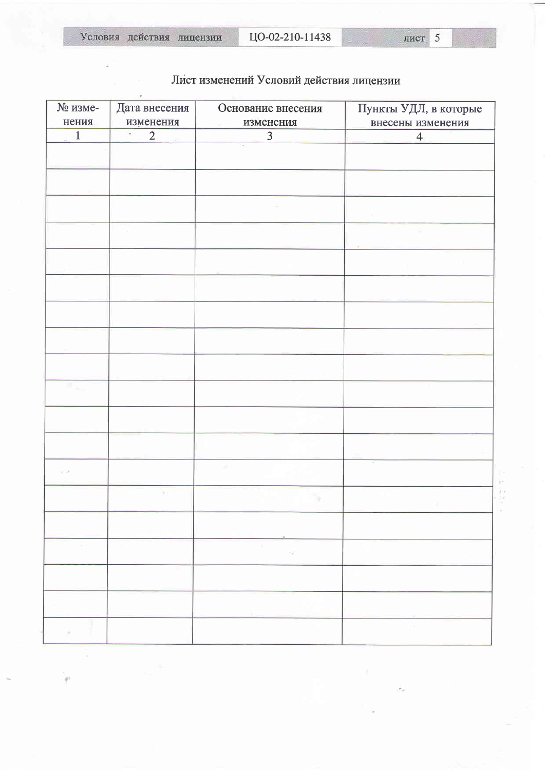## Лист изменений Условий действия лицензии

| № изме-нения | Дата внесения изменения | Основание внесения изменения | Пункты УДЛ, в которые внесены изменения |
|---|---|---|---|
| 1 | 2 | 3 | 4 |
| | | | |
| | | | |
| | | | |
| | | | |
| | | | |
| | | | |
| | | | |
| | | | |
| | | | |
| | | | |
| | | | |
| | | | |
| | | | |
| | | | |
| | | | |
| | | | |
| | | | |
| | | | |
| | | | |